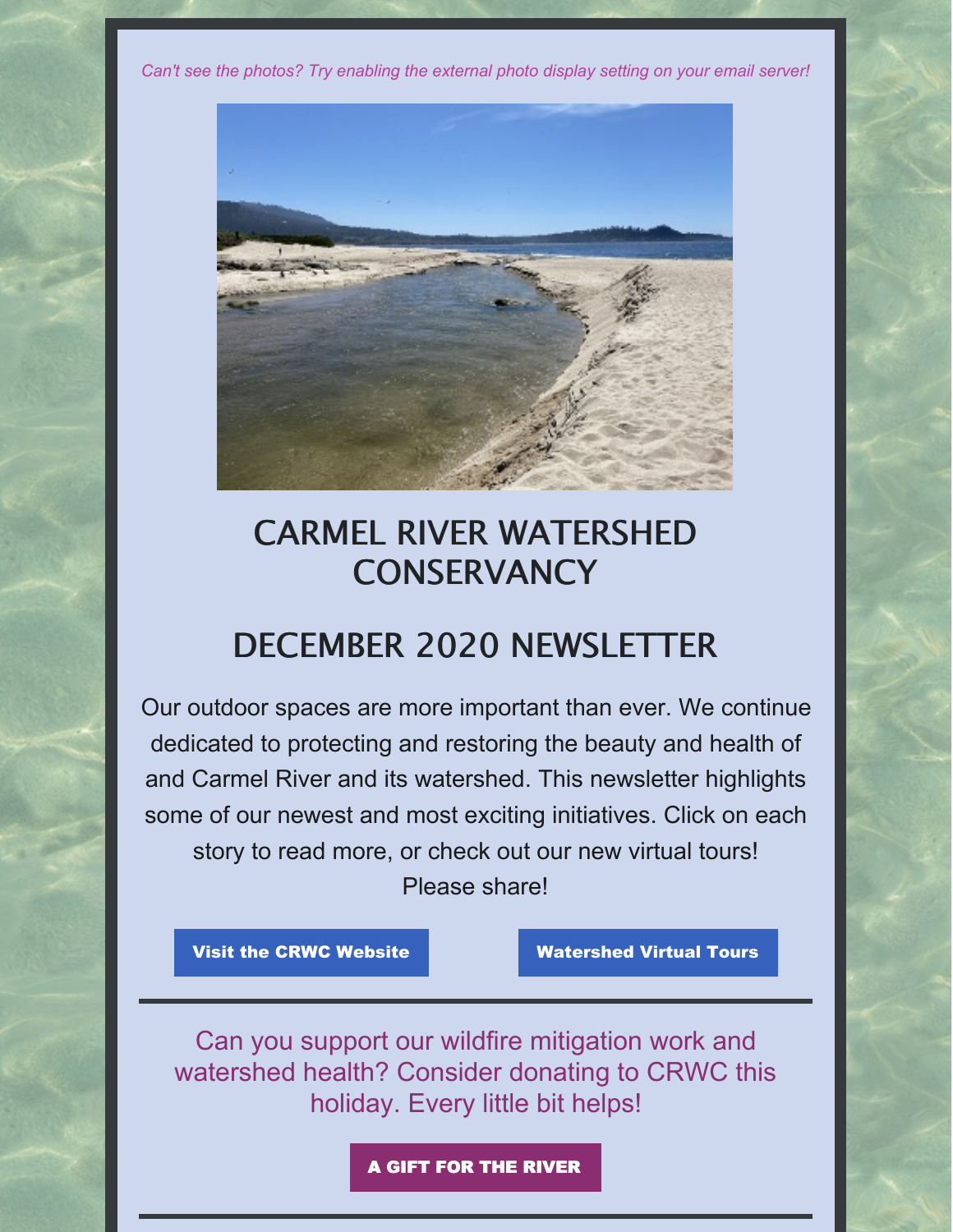*Can't see the photos? Try enabling the external photo display setting on your email server!*

# CARMEL RIVER WATERSHED CONSERVANCY

## DECEMBER 2020 NEWSLETTER

Our outdoor spaces are more important than ever. We continue dedicated to protecting and restoring the beauty and health of and Carmel River and its watershed. This newsletter highlights some of our newest and most exciting initiatives. Click on each story to read more, or check out our new virtual tours! Please share!

**Visit the CRWC Website** | **Watershed Virtual Tours**

---

Can you support our wildfire mitigation work and watershed health? Consider donating to CRWC this holiday. Every little bit helps!

**A GIFT FOR THE RIVER**

---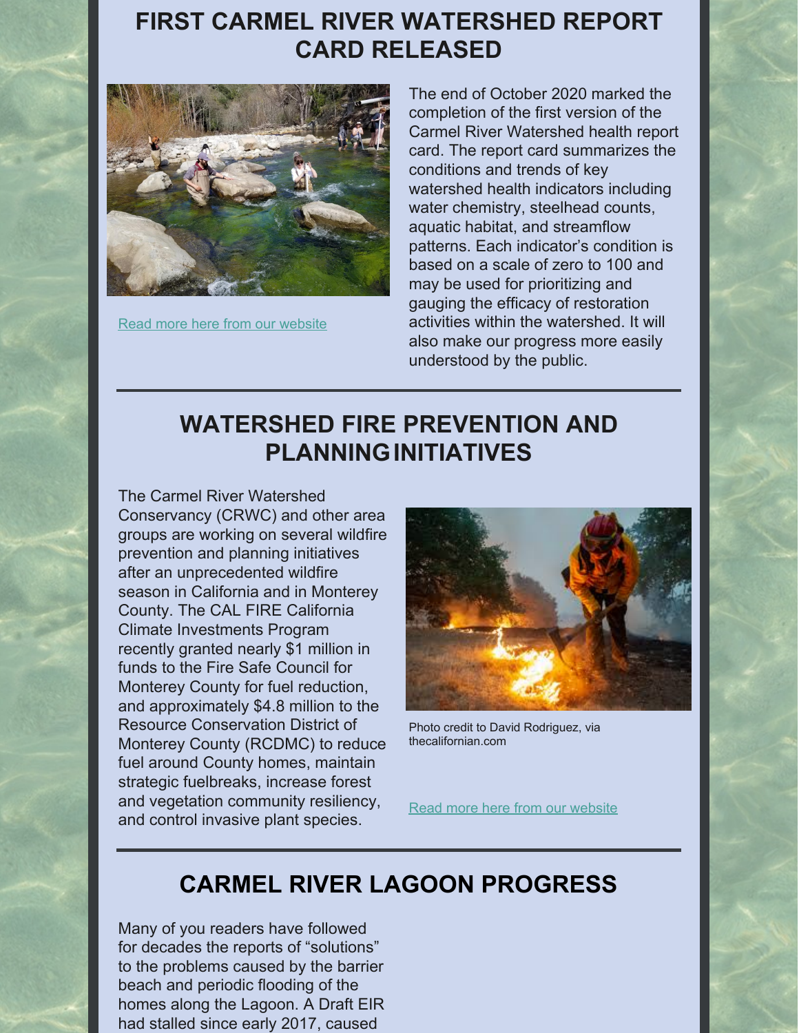## FIRST CARMEL RIVER WATERSHED REPORT CARD RELEASED

The end of October 2020 marked the completion of the first version of the Carmel River Watershed health report card. The report card summarizes the conditions and trends of key watershed health indicators including water chemistry, steelhead counts, aquatic habitat, and streamflow patterns. Each indicator's condition is based on a scale of zero to 100 and may be used for prioritizing and gauging the efficacy of restoration activities within the watershed. It will also make our progress more easily understood by the public.

Read more here from our website

## WATERSHED FIRE PREVENTION AND PLANNING INITIATIVES

The Carmel River Watershed Conservancy (CRWC) and other area groups are working on several wildfire prevention and planning initiatives after an unprecedented wildfire season in California and in Monterey County. The CAL FIRE California Climate Investments Program recently granted nearly $1 million in funds to the Fire Safe Council for Monterey County for fuel reduction, and approximately $4.8 million to the Resource Conservation District of Monterey County (RCDMC) to reduce fuel around County homes, maintain strategic fuelbreaks, increase forest and vegetation community resiliency, and control invasive plant species.

Photo credit to David Rodriguez, via thecalifornian.com

Read more here from our website

## CARMEL RIVER LAGOON PROGRESS

Many of you readers have followed for decades the reports of "solutions" to the problems caused by the barrier beach and periodic flooding of the homes along the Lagoon. A Draft EIR had stalled since early 2017, caused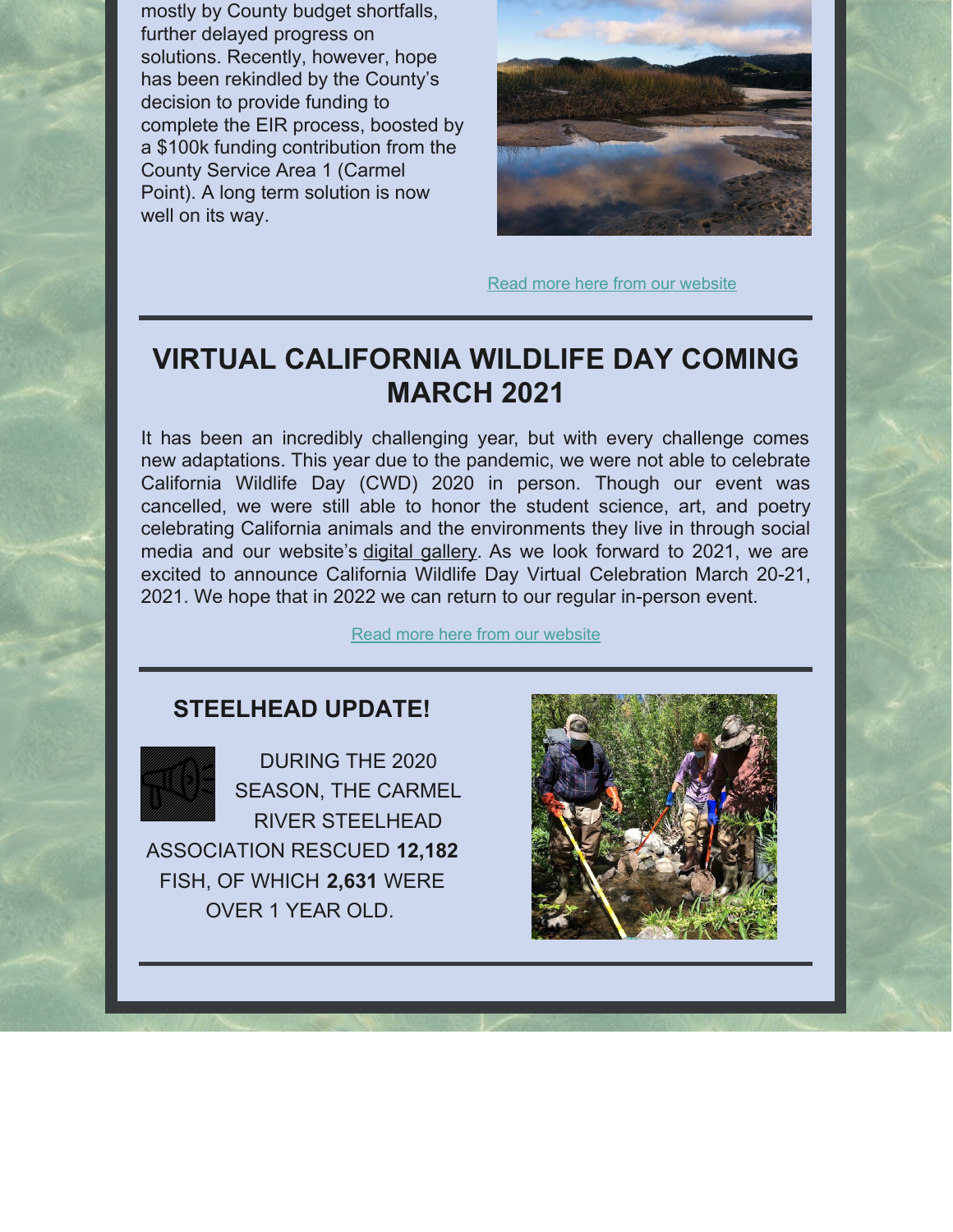mostly by County budget shortfalls, further delayed progress on solutions. Recently, however, hope has been rekindled by the County's decision to provide funding to complete the EIR process, boosted by a $100k funding contribution from the County Service Area 1 (Carmel Point). A long term solution is now well on its way.

Read more here from our website

## VIRTUAL CALIFORNIA WILDLIFE DAY COMING MARCH 2021

It has been an incredibly challenging year, but with every challenge comes new adaptations. This year due to the pandemic, we were not able to celebrate California Wildlife Day (CWD) 2020 in person. Though our event was cancelled, we were still able to honor the student science, art, and poetry celebrating California animals and the environments they live in through social media and our website's digital gallery. As we look forward to 2021, we are excited to announce California Wildlife Day Virtual Celebration March 20-21, 2021. We hope that in 2022 we can return to our regular in-person event.

Read more here from our website

## STEELHEAD UPDATE!

DURING THE 2020 SEASON, THE CARMEL RIVER STEELHEAD ASSOCIATION RESCUED **12,182** FISH, OF WHICH **2,631** WERE OVER 1 YEAR OLD.